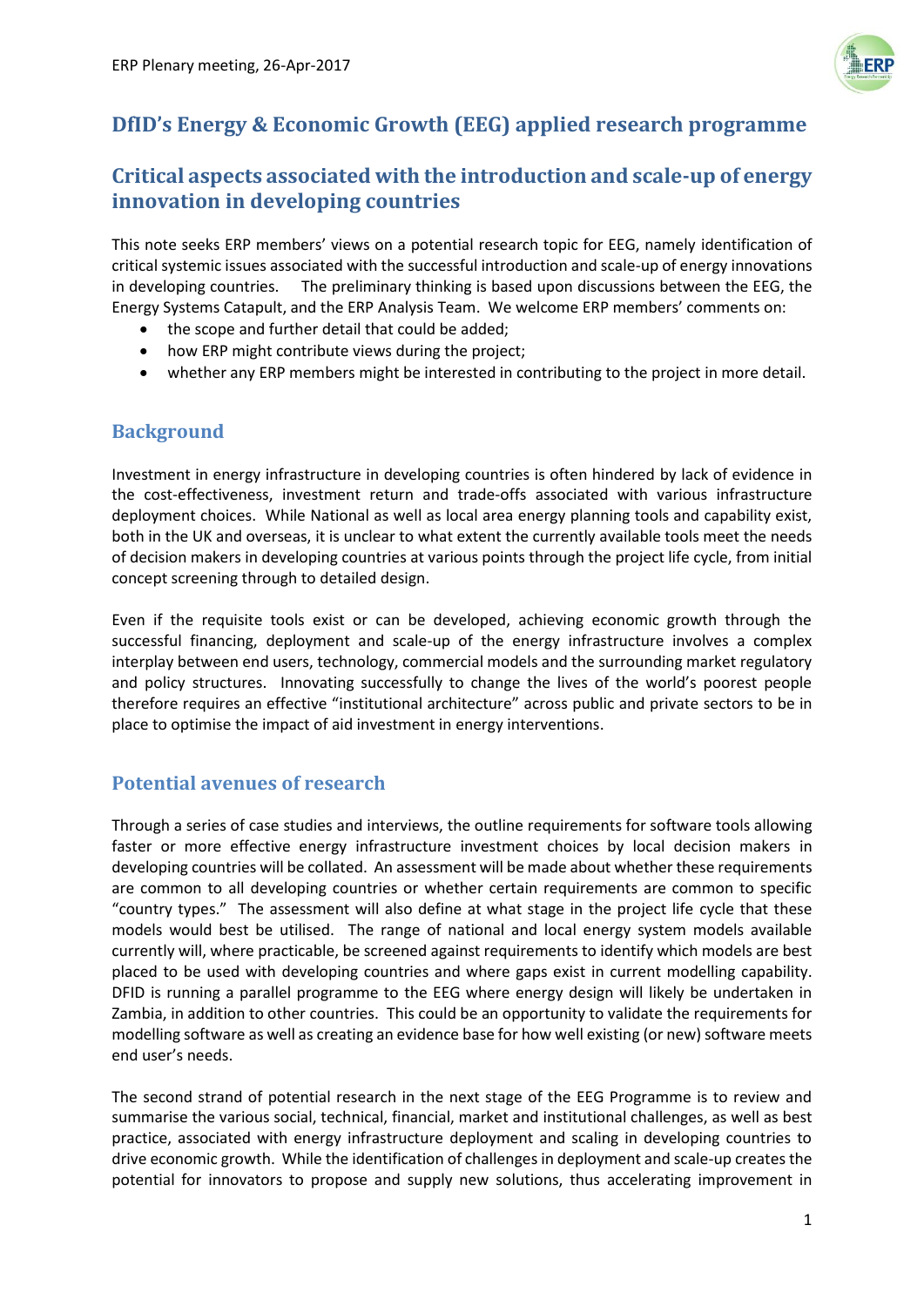# DfID's Energy & Economic Growth (EEG) applied research programme

## Critical aspects associated with the introduction and scale-up of energy innovation in developing countries

This note seeks ERP members' views on a potential research topic for EEG, namely identification of critical systemic issues associated with the successful introduction and scale-up of energy innovations in developing countries. The preliminary thinking is based upon discussions between the EEG, the Energy Systems Catapult, and the ERP Analysis Team. We welcome ERP members' comments on:

- the scope and further detail that could be added;
- how ERP might contribute views during the project;
- whether any ERP members might be interested in contributing to the project in more detail.

## Background

Investment in energy infrastructure in developing countries is often hindered by lack of evidence in the cost-effectiveness, investment return and trade-offs associated with various infrastructure deployment choices. While National as well as local area energy planning tools and capability exist, both in the UK and overseas, it is unclear to what extent the currently available tools meet the needs of decision makers in developing countries at various points through the project life cycle, from initial concept screening through to detailed design.

Even if the requisite tools exist or can be developed, achieving economic growth through the successful financing, deployment and scale-up of the energy infrastructure involves a complex interplay between end users, technology, commercial models and the surrounding market regulatory and policy structures. Innovating successfully to change the lives of the world's poorest people therefore requires an effective "institutional architecture" across public and private sectors to be in place to optimise the impact of aid investment in energy interventions.

## Potential avenues of research

Through a series of case studies and interviews, the outline requirements for software tools allowing faster or more effective energy infrastructure investment choices by local decision makers in developing countries will be collated. An assessment will be made about whether these requirements are common to all developing countries or whether certain requirements are common to specific "country types." The assessment will also define at what stage in the project life cycle that these models would best be utilised. The range of national and local energy system models available currently will, where practicable, be screened against requirements to identify which models are best placed to be used with developing countries and where gaps exist in current modelling capability. DFID is running a parallel programme to the EEG where energy design will likely be undertaken in Zambia, in addition to other countries. This could be an opportunity to validate the requirements for modelling software as well as creating an evidence base for how well existing (or new) software meets end user's needs.

The second strand of potential research in the next stage of the EEG Programme is to review and summarise the various social, technical, financial, market and institutional challenges, as well as best practice, associated with energy infrastructure deployment and scaling in developing countries to drive economic growth. While the identification of challenges in deployment and scale-up creates the potential for innovators to propose and supply new solutions, thus accelerating improvement in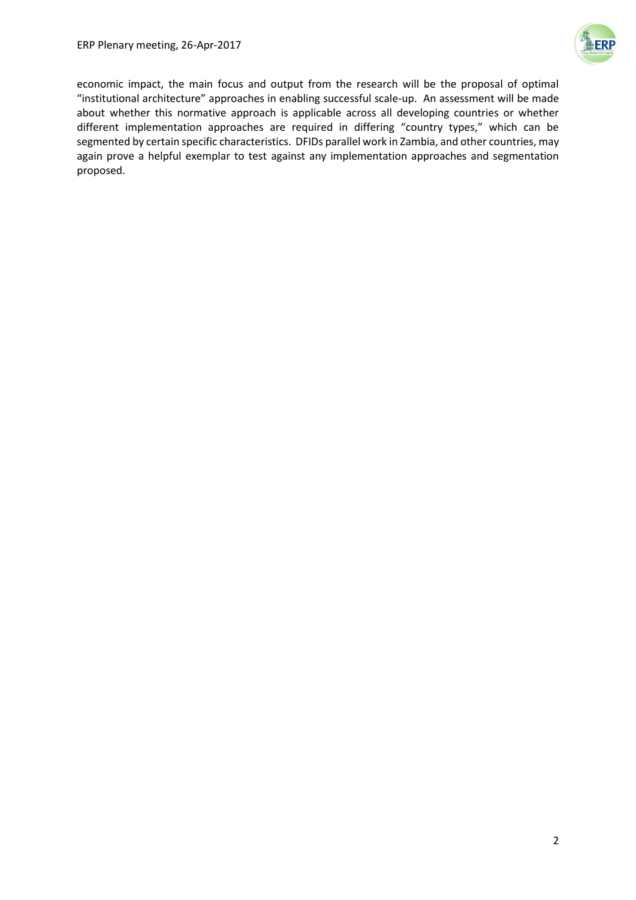economic impact, the main focus and output from the research will be the proposal of optimal "institutional architecture" approaches in enabling successful scale-up. An assessment will be made about whether this normative approach is applicable across all developing countries or whether different implementation approaches are required in differing "country types," which can be segmented by certain specific characteristics. DFIDs parallel work in Zambia, and other countries, may again prove a helpful exemplar to test against any implementation approaches and segmentation proposed.